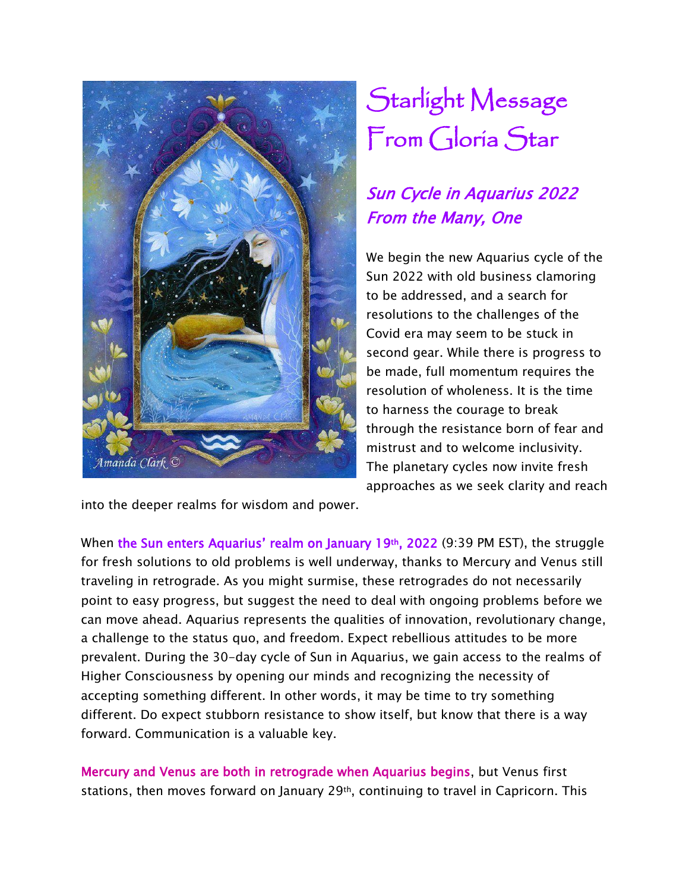# Starlight Message From Gloria Star

## *Sun Cycle in Aquarius 2022 From the Many, One*

We begin the new Aquarius cycle of the Sun 2022 with old business clamoring to be addressed, and a search for resolutions to the challenges of the Covid era may seem to be stuck in second gear. While there is progress to be made, full momentum requires the resolution of wholeness. It is the time to harness the courage to break through the resistance born of fear and mistrust and to welcome inclusivity. The planetary cycles now invite fresh approaches as we seek clarity and reach into the deeper realms for wisdom and power.

When the Sun enters Aquarius' realm on January 19th, 2022 (9:39 PM EST), the struggle for fresh solutions to old problems is well underway, thanks to Mercury and Venus still traveling in retrograde. As you might surmise, these retrogrades do not necessarily point to easy progress, but suggest the need to deal with ongoing problems before we can move ahead. Aquarius represents the qualities of innovation, revolutionary change, a challenge to the status quo, and freedom. Expect rebellious attitudes to be more prevalent. During the 30-day cycle of Sun in Aquarius, we gain access to the realms of Higher Consciousness by opening our minds and recognizing the necessity of accepting something different. In other words, it may be time to try something different. Do expect stubborn resistance to show itself, but know that there is a way forward. Communication is a valuable key.

Mercury and Venus are both in retrograde when Aquarius begins, but Venus first stations, then moves forward on January 29th, continuing to travel in Capricorn. This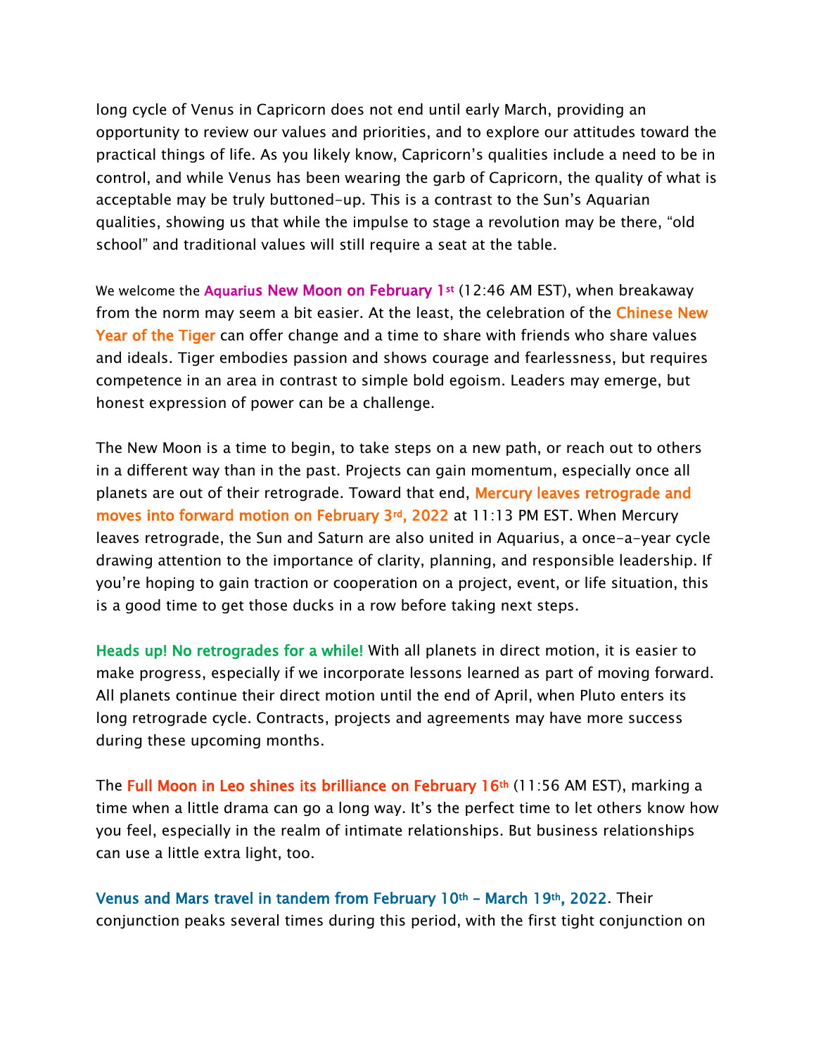long cycle of Venus in Capricorn does not end until early March, providing an opportunity to review our values and priorities, and to explore our attitudes toward the practical things of life. As you likely know, Capricorn's qualities include a need to be in control, and while Venus has been wearing the garb of Capricorn, the quality of what is acceptable may be truly buttoned-up. This is a contrast to the Sun's Aquarian qualities, showing us that while the impulse to stage a revolution may be there, "old school" and traditional values will still require a seat at the table.

We welcome the **Aquarius New Moon on February 1st** (12:46 AM EST), when breakaway from the norm may seem a bit easier. At the least, the celebration of the **Chinese New Year of the Tiger** can offer change and a time to share with friends who share values and ideals. Tiger embodies passion and shows courage and fearlessness, but requires competence in an area in contrast to simple bold egoism. Leaders may emerge, but honest expression of power can be a challenge.

The New Moon is a time to begin, to take steps on a new path, or reach out to others in a different way than in the past. Projects can gain momentum, especially once all planets are out of their retrograde. Toward that end, **Mercury leaves retrograde and moves into forward motion on February 3rd, 2022** at 11:13 PM EST. When Mercury leaves retrograde, the Sun and Saturn are also united in Aquarius, a once-a-year cycle drawing attention to the importance of clarity, planning, and responsible leadership. If you're hoping to gain traction or cooperation on a project, event, or life situation, this is a good time to get those ducks in a row before taking next steps.

**Heads up! No retrogrades for a while!** With all planets in direct motion, it is easier to make progress, especially if we incorporate lessons learned as part of moving forward. All planets continue their direct motion until the end of April, when Pluto enters its long retrograde cycle. Contracts, projects and agreements may have more success during these upcoming months.

The **Full Moon in Leo shines its brilliance on February 16th** (11:56 AM EST), marking a time when a little drama can go a long way. It's the perfect time to let others know how you feel, especially in the realm of intimate relationships. But business relationships can use a little extra light, too.

**Venus and Mars travel in tandem from February 10th – March 19th, 2022**. Their conjunction peaks several times during this period, with the first tight conjunction on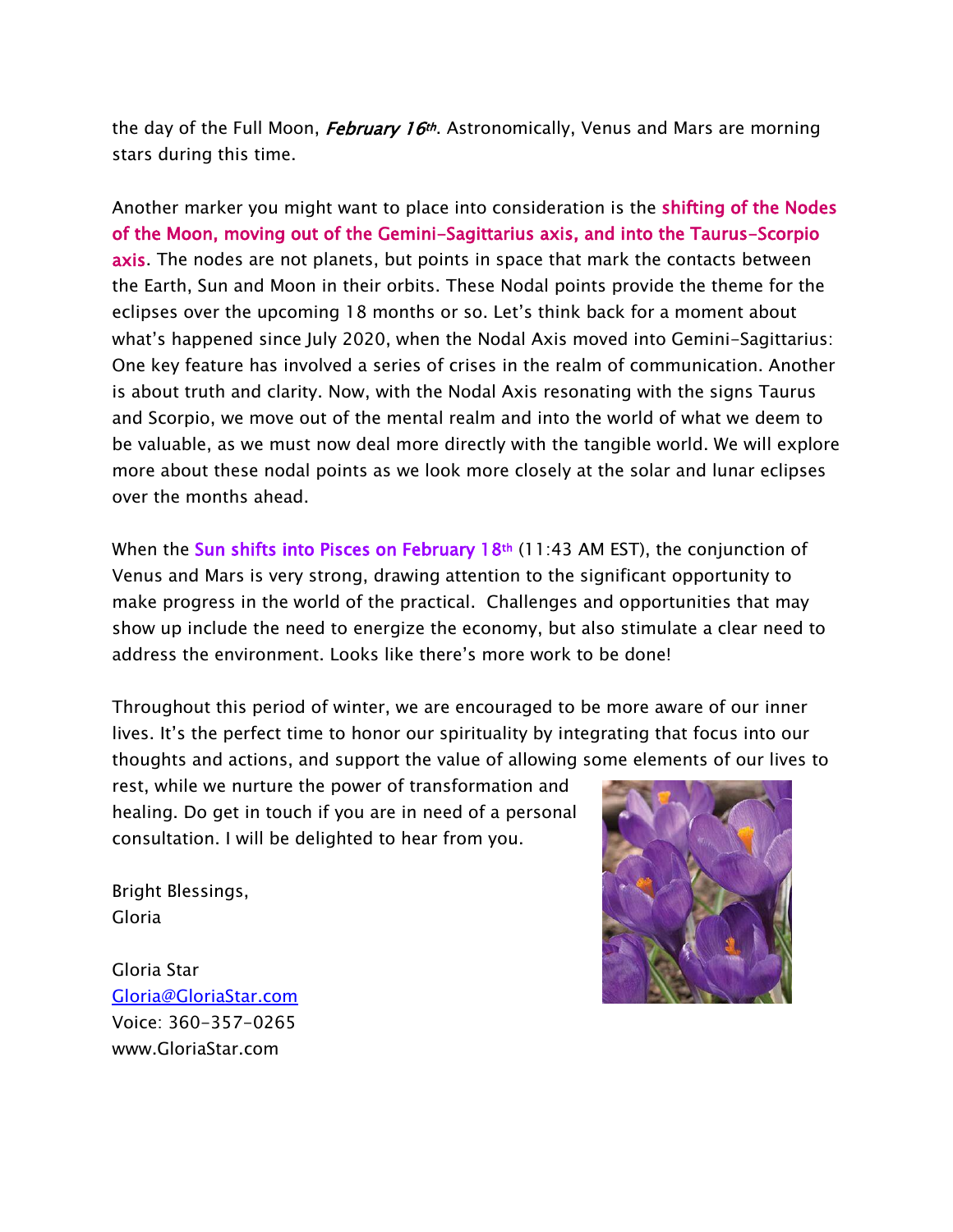the day of the Full Moon, *February 16th*. Astronomically, Venus and Mars are morning stars during this time.

Another marker you might want to place into consideration is the shifting of the Nodes of the Moon, moving out of the Gemini-Sagittarius axis, and into the Taurus-Scorpio axis. The nodes are not planets, but points in space that mark the contacts between the Earth, Sun and Moon in their orbits. These Nodal points provide the theme for the eclipses over the upcoming 18 months or so. Let's think back for a moment about what's happened since July 2020, when the Nodal Axis moved into Gemini-Sagittarius: One key feature has involved a series of crises in the realm of communication. Another is about truth and clarity. Now, with the Nodal Axis resonating with the signs Taurus and Scorpio, we move out of the mental realm and into the world of what we deem to be valuable, as we must now deal more directly with the tangible world. We will explore more about these nodal points as we look more closely at the solar and lunar eclipses over the months ahead.

When the Sun shifts into Pisces on February 18th (11:43 AM EST), the conjunction of Venus and Mars is very strong, drawing attention to the significant opportunity to make progress in the world of the practical. Challenges and opportunities that may show up include the need to energize the economy, but also stimulate a clear need to address the environment. Looks like there's more work to be done!

Throughout this period of winter, we are encouraged to be more aware of our inner lives. It's the perfect time to honor our spirituality by integrating that focus into our thoughts and actions, and support the value of allowing some elements of our lives to rest, while we nurture the power of transformation and healing. Do get in touch if you are in need of a personal consultation. I will be delighted to hear from you.

Bright Blessings,
Gloria

Gloria Star
Gloria@GloriaStar.com
Voice: 360-357-0265
www.GloriaStar.com